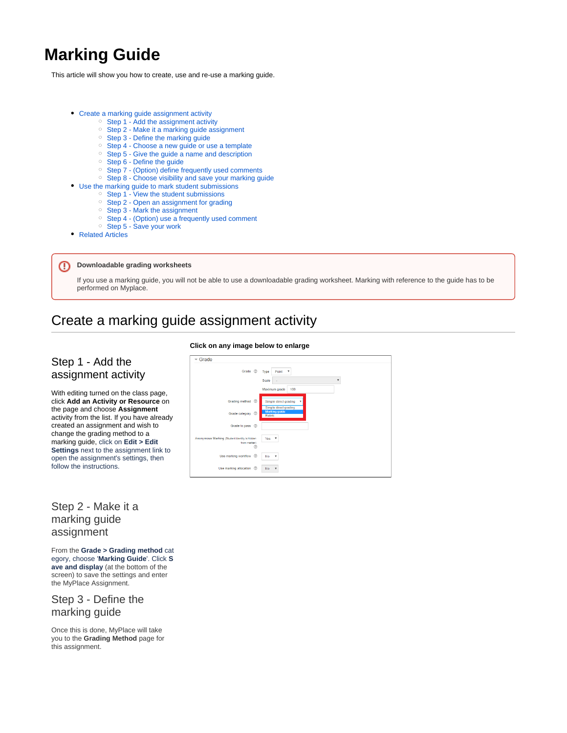# Marking Guide

This article will show you how to create, use and re-use a marking guide.

- Create a marking guide assignment activity
  - Step 1 - Add the assignment activity
  - Step 2 - Make it a marking guide assignment
  - Step 3 - Define the marking guide
  - Step 4 - Choose a new guide or use a template
  - Step 5 - Give the guide a name and description
  - Step 6 - Define the guide
  - Step 7 - (Option) define frequently used comments
  - Step 8 - Choose visibility and save your marking guide
- Use the marking guide to mark student submissions
  - Step 1 - View the student submissions
  - Step 2 - Open an assignment for grading
  - Step 3 - Mark the assignment
  - Step 4 - (Option) use a frequently used comment
  - Step 5 - Save your work
- Related Articles

> **Downloadable grading worksheets**
>
> If you use a marking guide, you will not be able to use a downloadable grading worksheet. Marking with reference to the guide has to be performed on Myplace.

## Create a marking guide assignment activity

**Click on any image below to enlarge**

### Step 1 - Add the assignment activity

With editing turned on the class page, click **Add an Activity or Resource** on the page and choose **Assignment** activity from the list. If you have already created an assignment and wish to change the grading method to a marking guide, click on **Edit > Edit Settings** next to the assignment link to open the assignment's settings, then follow the instructions.

### Step 2 - Make it a marking guide assignment

From the **Grade > Grading method** category, choose '**Marking Guide**'. Click **Save and display** (at the bottom of the screen) to save the settings and enter the MyPlace Assignment.

### Step 3 - Define the marking guide

Once this is done, MyPlace will take you to the **Grading Method** page for this assignment.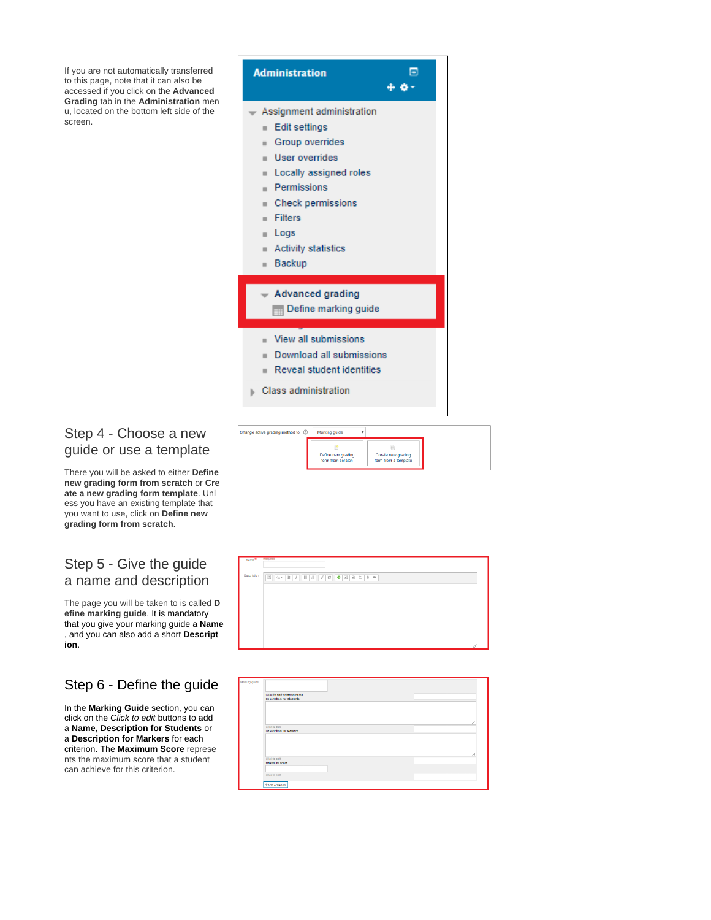If you are not automatically transferred to this page, note that it can also be accessed if you click on the **Advanced Grading** tab in the **Administration** menu, located on the bottom left side of the screen.

## Step 4 - Choose a new guide or use a template

There you will be asked to either **Define new grading form from scratch** or **Create a new grading form template**. Unless you have an existing template that you want to use, click on **Define new grading form from scratch**.

## Step 5 - Give the guide a name and description

The page you will be taken to is called **Define marking guide**. It is mandatory that you give your marking guide a **Name**, and you can also add a short **Description**.

## Step 6 - Define the guide

In the **Marking Guide** section, you can click on the *Click to edit* buttons to add a **Name, Description for Students** or a **Description for Markers** for each criterion. The **Maximum Score** represents the maximum score that a student can achieve for this criterion.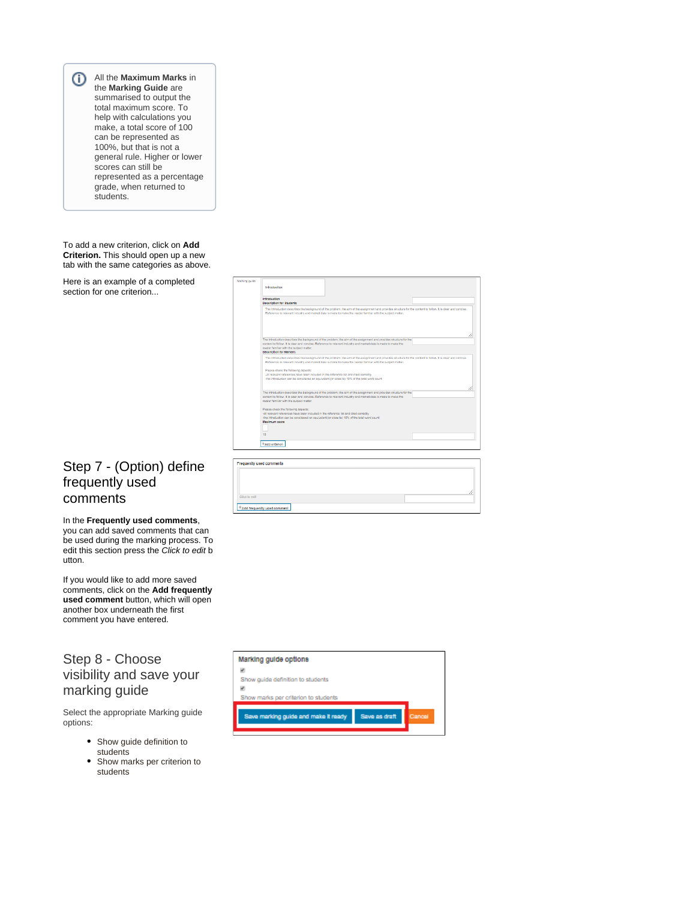> All the **Maximum Marks** in the **Marking Guide** are summarised to output the total maximum score. To help with calculations you make, a total score of 100 can be represented as 100%, but that is not a general rule. Higher or lower scores can still be represented as a percentage grade, when returned to students.

To add a new criterion, click on **Add Criterion.** This should open up a new tab with the same categories as above.

Here is an example of a completed section for one criterion...

## Step 7 - (Option) define frequently used comments

In the **Frequently used comments**, you can add saved comments that can be used during the marking process. To edit this section press the *Click to edit* button.

If you would like to add more saved comments, click on the **Add frequently used comment** button, which will open another box underneath the first comment you have entered.

## Step 8 - Choose visibility and save your marking guide

Select the appropriate Marking guide options:

- Show guide definition to students
- Show marks per criterion to students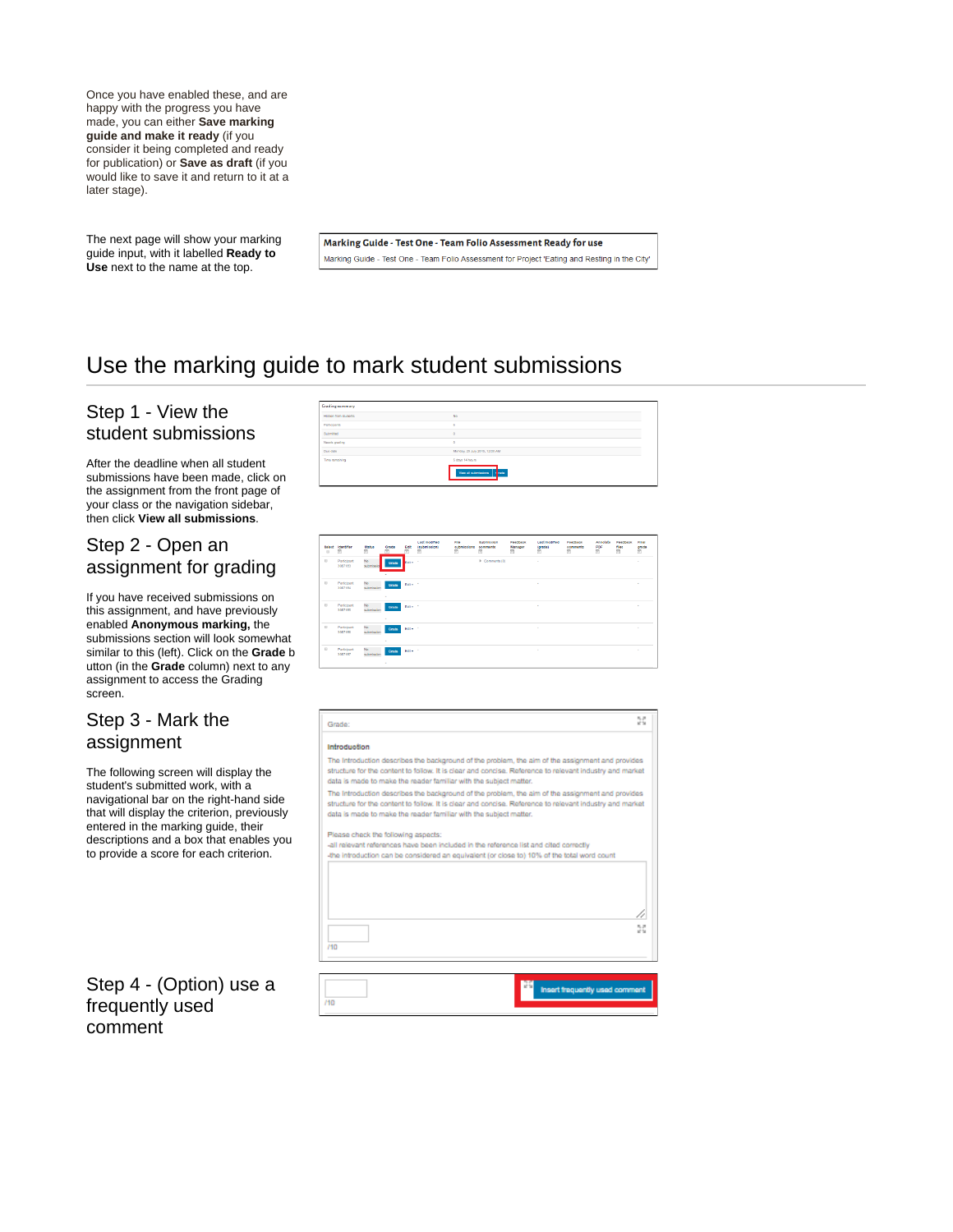Once you have enabled these, and are happy with the progress you have made, you can either **Save marking guide and make it ready** (if you consider it being completed and ready for publication) or **Save as draft** (if you would like to save it and return to it at a later stage).

The next page will show your marking guide input, with it labelled **Ready to Use** next to the name at the top.

**Marking Guide - Test One - Team Folio Assessment Ready for use**

Marking Guide - Test One - Team Folio Assessment for Project 'Eating and Resting in the City'

# Use the marking guide to mark student submissions

## Step 1 - View the student submissions

After the deadline when all student submissions have been made, click on the assignment from the front page of your class or the navigation sidebar, then click **View all submissions**.

## Step 2 - Open an assignment for grading

If you have received submissions on this assignment, and have previously enabled **Anonymous marking,** the submissions section will look somewhat similar to this (left). Click on the **Grade** button (in the **Grade** column) next to any assignment to access the Grading screen.

## Step 3 - Mark the assignment

The following screen will display the student's submitted work, with a navigational bar on the right-hand side that will display the criterion, previously entered in the marking guide, their descriptions and a box that enables you to provide a score for each criterion.

Grade:

**Introduction**

The introduction describes the background of the problem, the aim of the assignment and provides structure for the content to follow. It is clear and concise. Reference to relevant industry and market data is made to make the reader familiar with the subject matter.

The introduction describes the background of the problem, the aim of the assignment and provides structure for the content to follow. It is clear and concise. Reference to relevant industry and market data is made to make the reader familiar with the subject matter.

Please check the following aspects:
-all relevant references have been included in the reference list and cited correctly
-the introduction can be considered an equivalent (or close to) 10% of the total word count

/10

## Step 4 - (Option) use a frequently used comment

/10 Insert frequently used comment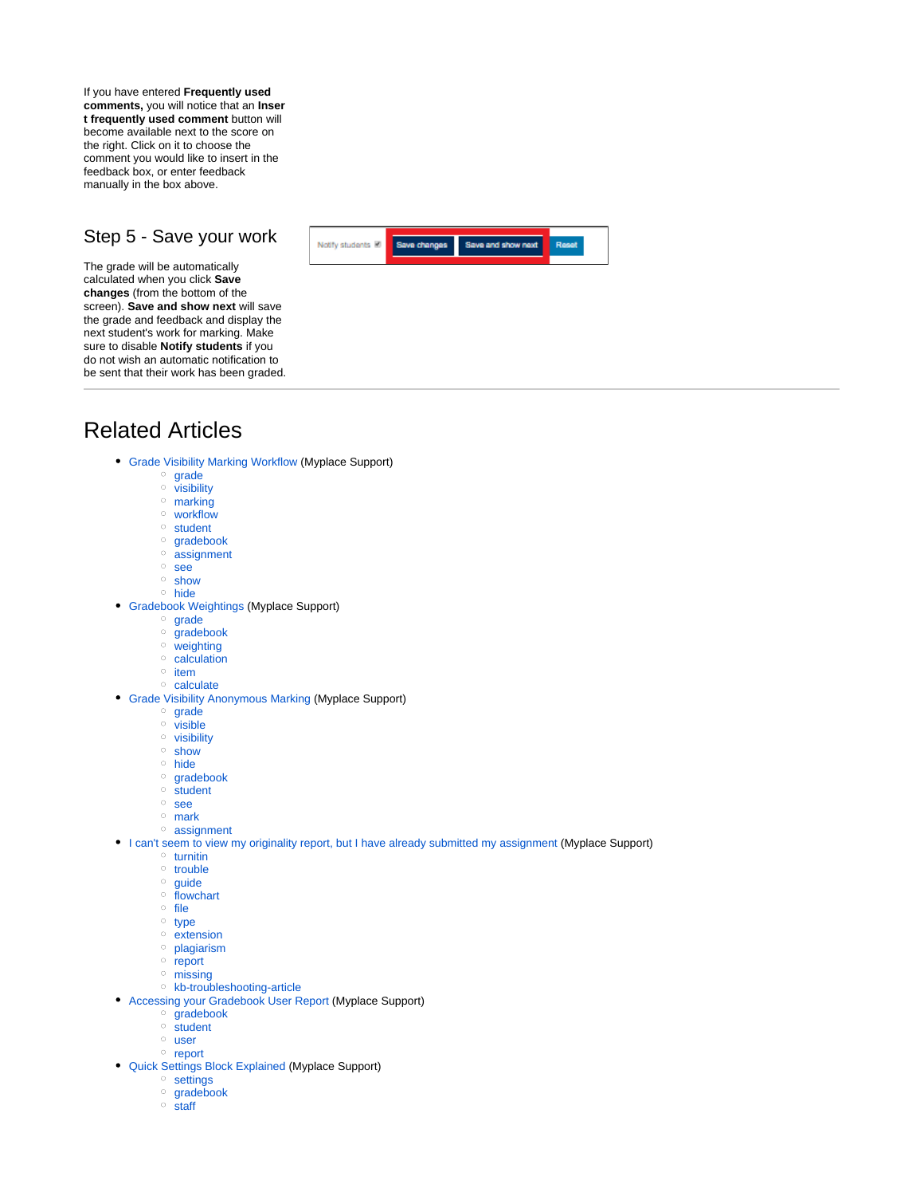If you have entered **Frequently used comments,** you will notice that an **Insert frequently used comment** button will become available next to the score on the right. Click on it to choose the comment you would like to insert in the feedback box, or enter feedback manually in the box above.

## Step 5 - Save your work

The grade will be automatically calculated when you click **Save changes** (from the bottom of the screen). **Save and show next** will save the grade and feedback and display the next student's work for marking. Make sure to disable **Notify students** if you do not wish an automatic notification to be sent that their work has been graded.

---

# Related Articles

- Grade Visibility Marking Workflow (Myplace Support)
  - grade
  - visibility
  - marking
  - workflow
  - student
  - gradebook
  - assignment
  - see
  - show
  - hide
- Gradebook Weightings (Myplace Support)
  - grade
  - gradebook
  - weighting
  - calculation
  - item
  - calculate
- Grade Visibility Anonymous Marking (Myplace Support)
  - grade
  - visible
  - visibility
  - show
  - hide
  - gradebook
  - student
  - see
  - mark
  - assignment
- I can't seem to view my originality report, but I have already submitted my assignment (Myplace Support)
  - turnitin
  - trouble
  - guide
  - flowchart
  - file
  - type
  - extension
  - plagiarism
  - report
  - missing
  - kb-troubleshooting-article
- Accessing your Gradebook User Report (Myplace Support)
  - gradebook
  - student
  - user
  - report
- Quick Settings Block Explained (Myplace Support)
  - settings
  - gradebook
  - staff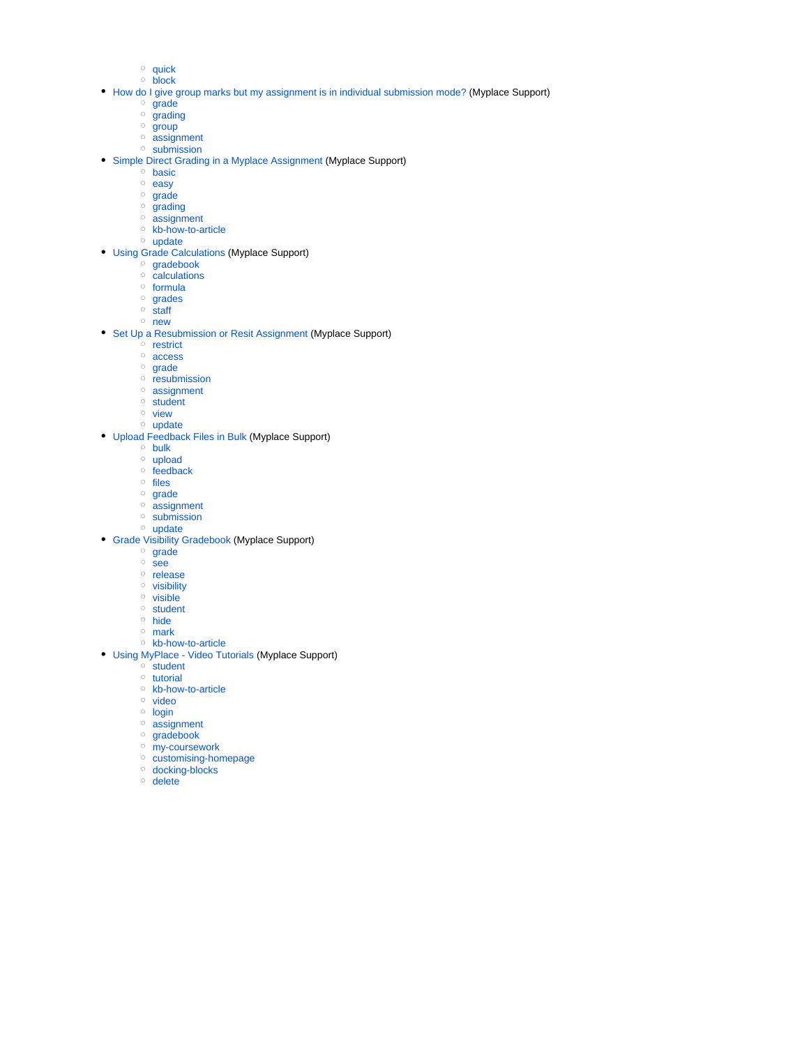- quick
    - block
- How do I give group marks but my assignment is in individual submission mode? (Myplace Support)
    - grade
    - grading
    - group
    - assignment
    - submission
- Simple Direct Grading in a Myplace Assignment (Myplace Support)
    - basic
    - easy
    - grade
    - grading
    - assignment
    - kb-how-to-article
    - update
- Using Grade Calculations (Myplace Support)
    - gradebook
    - calculations
    - formula
    - grades
    - staff
    - new
- Set Up a Resubmission or Resit Assignment (Myplace Support)
    - restrict
    - access
    - grade
    - resubmission
    - assignment
    - student
    - view
    - update
- Upload Feedback Files in Bulk (Myplace Support)
    - bulk
    - upload
    - feedback
    - files
    - grade
    - assignment
    - submission
    - update
- Grade Visibility Gradebook (Myplace Support)
    - grade
    - see
    - release
    - visibility
    - visible
    - student
    - hide
    - mark
    - kb-how-to-article
- Using MyPlace - Video Tutorials (Myplace Support)
    - student
    - tutorial
    - kb-how-to-article
    - video
    - login
    - assignment
    - gradebook
    - my-coursework
    - customising-homepage
    - docking-blocks
    - delete